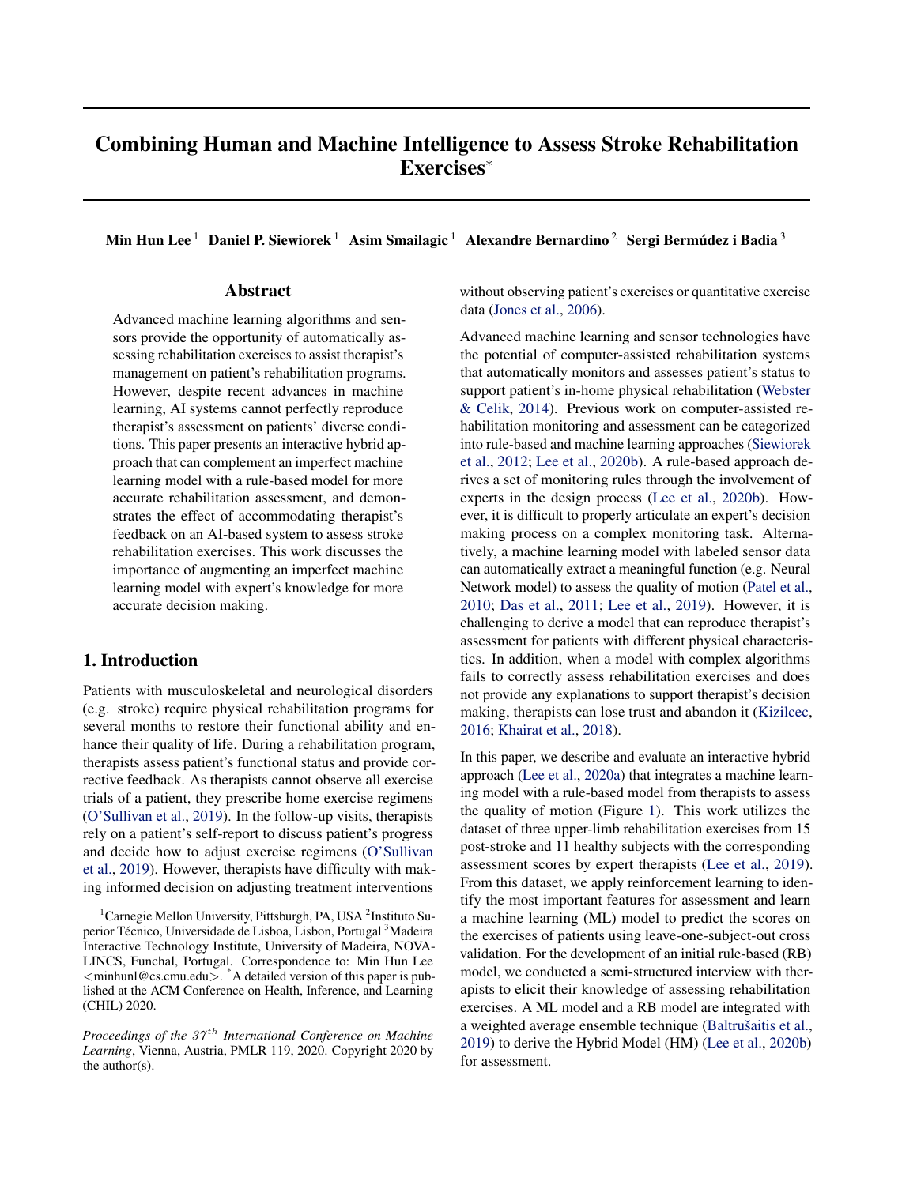# Combining Human and Machine Intelligence to Assess Stroke Rehabilitation Exercises*

**Min Hun Lee** [1] **Daniel P. Siewiorek** [1] **Asim Smailagic** [1] **Alexandre Bernardino** [2] **Sergi Bermúdez i Badia** [3]

## Abstract

Advanced machine learning algorithms and sensors provide the opportunity of automatically assessing rehabilitation exercises to assist therapist's management on patient's rehabilitation programs. However, despite recent advances in machine learning, AI systems cannot perfectly reproduce therapist's assessment on patients' diverse conditions. This paper presents an interactive hybrid approach that can complement an imperfect machine learning model with a rule-based model for more accurate rehabilitation assessment, and demonstrates the effect of accommodating therapist's feedback on an AI-based system to assess stroke rehabilitation exercises. This work discusses the importance of augmenting an imperfect machine learning model with expert's knowledge for more accurate decision making.

## 1. Introduction

Patients with musculoskeletal and neurological disorders (e.g. stroke) require physical rehabilitation programs for several months to restore their functional ability and enhance their quality of life. During a rehabilitation program, therapists assess patient's functional status and provide corrective feedback. As therapists cannot observe all exercise trials of a patient, they prescribe home exercise regimens (O'Sullivan et al., 2019). In the follow-up visits, therapists rely on a patient's self-report to discuss patient's progress and decide how to adjust exercise regimens (O'Sullivan et al., 2019). However, therapists have difficulty with making informed decision on adjusting treatment interventions without observing patient's exercises or quantitative exercise data (Jones et al., 2006).

Advanced machine learning and sensor technologies have the potential of computer-assisted rehabilitation systems that automatically monitors and assesses patient's status to support patient's in-home physical rehabilitation (Webster & Celik, 2014). Previous work on computer-assisted rehabilitation monitoring and assessment can be categorized into rule-based and machine learning approaches (Siewiorek et al., 2012; Lee et al., 2020b). A rule-based approach derives a set of monitoring rules through the involvement of experts in the design process (Lee et al., 2020b). However, it is difficult to properly articulate an expert's decision making process on a complex monitoring task. Alternatively, a machine learning model with labeled sensor data can automatically extract a meaningful function (e.g. Neural Network model) to assess the quality of motion (Patel et al., 2010; Das et al., 2011; Lee et al., 2019). However, it is challenging to derive a model that can reproduce therapist's assessment for patients with different physical characteristics. In addition, when a model with complex algorithms fails to correctly assess rehabilitation exercises and does not provide any explanations to support therapist's decision making, therapists can lose trust and abandon it (Kizilcec, 2016; Khairat et al., 2018).

In this paper, we describe and evaluate an interactive hybrid approach (Lee et al., 2020a) that integrates a machine learning model with a rule-based model from therapists to assess the quality of motion (Figure 1). This work utilizes the dataset of three upper-limb rehabilitation exercises from 15 post-stroke and 11 healthy subjects with the corresponding assessment scores by expert therapists (Lee et al., 2019). From this dataset, we apply reinforcement learning to identify the most important features for assessment and learn a machine learning (ML) model to predict the scores on the exercises of patients using leave-one-subject-out cross validation. For the development of an initial rule-based (RB) model, we conducted a semi-structured interview with therapists to elicit their knowledge of assessing rehabilitation exercises. A ML model and a RB model are integrated with a weighted average ensemble technique (Baltrušaitis et al., 2019) to derive the Hybrid Model (HM) (Lee et al., 2020b) for assessment.

---

[1] Carnegie Mellon University, Pittsburgh, PA, USA [2] Instituto Superior Técnico, Universidade de Lisboa, Lisbon, Portugal [3] Madeira Interactive Technology Institute, University of Madeira, NOVA-LINCS, Funchal, Portugal. Correspondence to: Min Hun Lee <minhunl@cs.cmu.edu>. * A detailed version of this paper is published at the ACM Conference on Health, Inference, and Learning (CHIL) 2020.

*Proceedings of the 37th International Conference on Machine Learning*, Vienna, Austria, PMLR 119, 2020. Copyright 2020 by the author(s).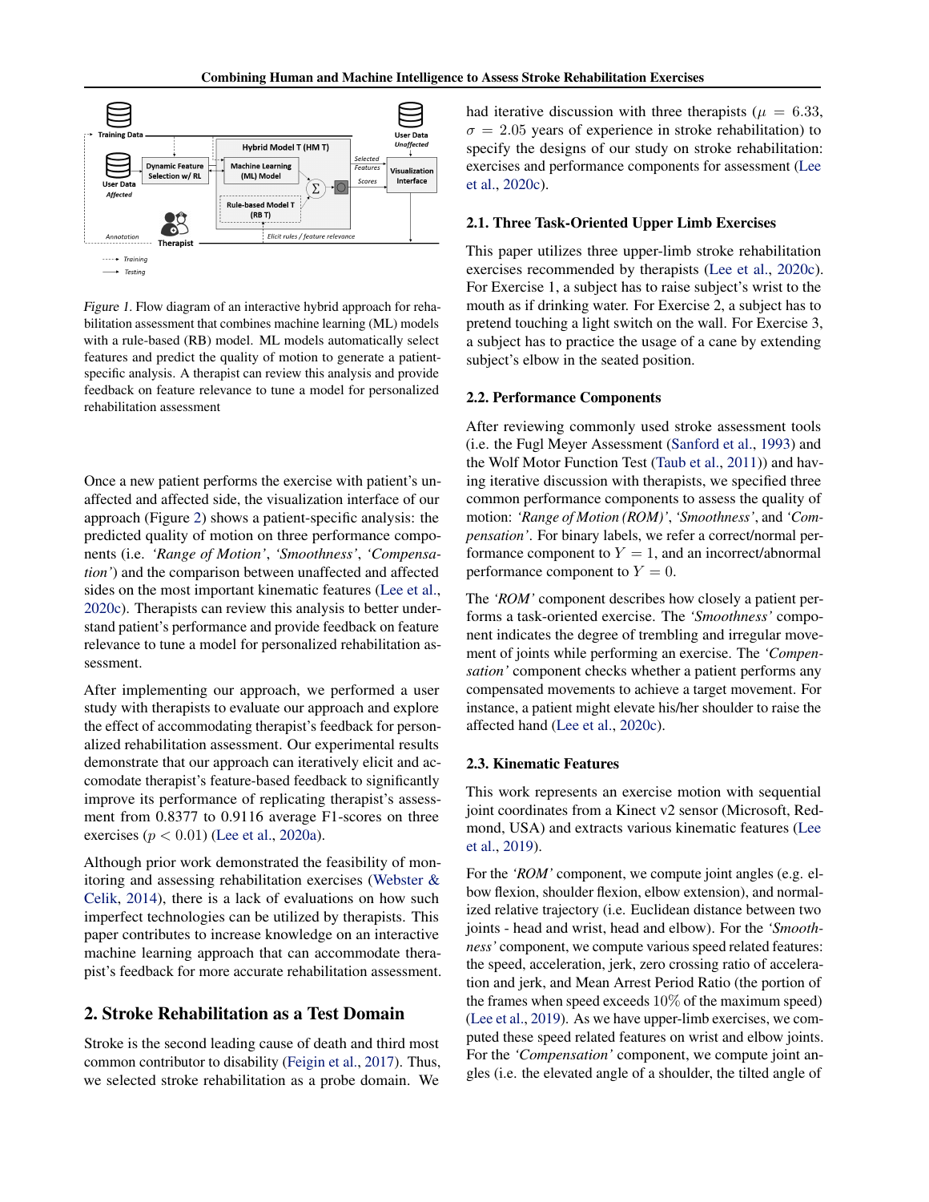Figure 1. Flow diagram of an interactive hybrid approach for rehabilitation assessment that combines machine learning (ML) models with a rule-based (RB) model. ML models automatically select features and predict the quality of motion to generate a patient-specific analysis. A therapist can review this analysis and provide feedback on feature relevance to tune a model for personalized rehabilitation assessment

Once a new patient performs the exercise with patient's unaffected and affected side, the visualization interface of our approach (Figure 2) shows a patient-specific analysis: the predicted quality of motion on three performance components (i.e. *'Range of Motion'*, *'Smoothness'*, *'Compensation'*) and the comparison between unaffected and affected sides on the most important kinematic features (Lee et al., 2020c). Therapists can review this analysis to better understand patient's performance and provide feedback on feature relevance to tune a model for personalized rehabilitation assessment.

After implementing our approach, we performed a user study with therapists to evaluate our approach and explore the effect of accommodating therapist's feedback for personalized rehabilitation assessment. Our experimental results demonstrate that our approach can iteratively elicit and accomodate therapist's feature-based feedback to significantly improve its performance of replicating therapist's assessment from 0.8377 to 0.9116 average F1-scores on three exercises ($p < 0.01$) (Lee et al., 2020a).

Although prior work demonstrated the feasibility of monitoring and assessing rehabilitation exercises (Webster & Celik, 2014), there is a lack of evaluations on how such imperfect technologies can be utilized by therapists. This paper contributes to increase knowledge on an interactive machine learning approach that can accommodate therapist's feedback for more accurate rehabilitation assessment.

## 2. Stroke Rehabilitation as a Test Domain

Stroke is the second leading cause of death and third most common contributor to disability (Feigin et al., 2017). Thus, we selected stroke rehabilitation as a probe domain. We had iterative discussion with three therapists ($\mu = 6.33$, $\sigma = 2.05$ years of experience in stroke rehabilitation) to specify the designs of our study on stroke rehabilitation: exercises and performance components for assessment (Lee et al., 2020c).

### 2.1. Three Task-Oriented Upper Limb Exercises

This paper utilizes three upper-limb stroke rehabilitation exercises recommended by therapists (Lee et al., 2020c). For Exercise 1, a subject has to raise subject's wrist to the mouth as if drinking water. For Exercise 2, a subject has to pretend touching a light switch on the wall. For Exercise 3, a subject has to practice the usage of a cane by extending subject's elbow in the seated position.

### 2.2. Performance Components

After reviewing commonly used stroke assessment tools (i.e. the Fugl Meyer Assessment (Sanford et al., 1993) and the Wolf Motor Function Test (Taub et al., 2011)) and having iterative discussion with therapists, we specified three common performance components to assess the quality of motion: *'Range of Motion (ROM)'*, *'Smoothness'*, and *'Compensation'*. For binary labels, we refer a correct/normal performance component to $Y = 1$, and an incorrect/abnormal performance component to $Y = 0$.

The *'ROM'* component describes how closely a patient performs a task-oriented exercise. The *'Smoothness'* component indicates the degree of trembling and irregular movement of joints while performing an exercise. The *'Compensation'* component checks whether a patient performs any compensated movements to achieve a target movement. For instance, a patient might elevate his/her shoulder to raise the affected hand (Lee et al., 2020c).

### 2.3. Kinematic Features

This work represents an exercise motion with sequential joint coordinates from a Kinect v2 sensor (Microsoft, Redmond, USA) and extracts various kinematic features (Lee et al., 2019).

For the *'ROM'* component, we compute joint angles (e.g. elbow flexion, shoulder flexion, elbow extension), and normalized relative trajectory (i.e. Euclidean distance between two joints - head and wrist, head and elbow). For the *'Smoothness'* component, we compute various speed related features: the speed, acceleration, jerk, zero crossing ratio of acceleration and jerk, and Mean Arrest Period Ratio (the portion of the frames when speed exceeds 10% of the maximum speed) (Lee et al., 2019). As we have upper-limb exercises, we computed these speed related features on wrist and elbow joints. For the *'Compensation'* component, we compute joint angles (i.e. the elevated angle of a shoulder, the tilted angle of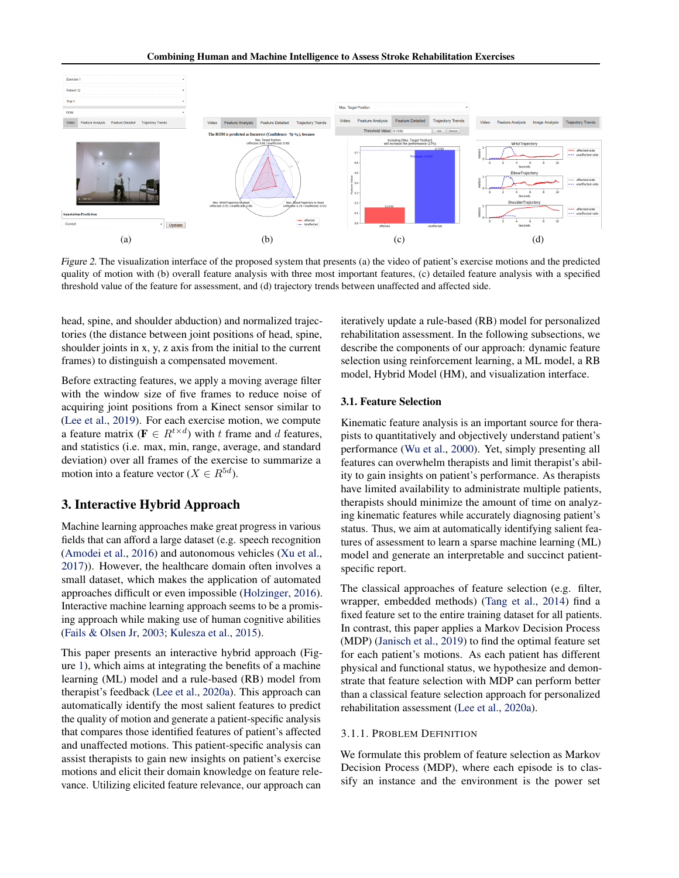(a) (b) (c) (d)

*Figure 2.* The visualization interface of the proposed system that presents (a) the video of patient's exercise motions and the predicted quality of motion with (b) overall feature analysis with three most important features, (c) detailed feature analysis with a specified threshold value of the feature for assessment, and (d) trajectory trends between unaffected and affected side.

head, spine, and shoulder abduction) and normalized trajectories (the distance between joint positions of head, spine, shoulder joints in x, y, z axis from the initial to the current frames) to distinguish a compensated movement.

Before extracting features, we apply a moving average filter with the window size of five frames to reduce noise of acquiring joint positions from a Kinect sensor similar to (Lee et al., 2019). For each exercise motion, we compute a feature matrix ($\mathbf{F} \in R^{t \times d}$) with $t$ frame and $d$ features, and statistics (i.e. max, min, range, average, and standard deviation) over all frames of the exercise to summarize a motion into a feature vector ($X \in R^{5d}$).

## 3. Interactive Hybrid Approach

Machine learning approaches make great progress in various fields that can afford a large dataset (e.g. speech recognition (Amodei et al., 2016) and autonomous vehicles (Xu et al., 2017)). However, the healthcare domain often involves a small dataset, which makes the application of automated approaches difficult or even impossible (Holzinger, 2016). Interactive machine learning approach seems to be a promising approach while making use of human cognitive abilities (Fails & Olsen Jr, 2003; Kulesza et al., 2015).

This paper presents an interactive hybrid approach (Figure 1), which aims at integrating the benefits of a machine learning (ML) model and a rule-based (RB) model from therapist's feedback (Lee et al., 2020a). This approach can automatically identify the most salient features to predict the quality of motion and generate a patient-specific analysis that compares those identified features of patient's affected and unaffected motions. This patient-specific analysis can assist therapists to gain new insights on patient's exercise motions and elicit their domain knowledge on feature relevance. Utilizing elicited feature relevance, our approach can iteratively update a rule-based (RB) model for personalized rehabilitation assessment. In the following subsections, we describe the components of our approach: dynamic feature selection using reinforcement learning, a ML model, a RB model, Hybrid Model (HM), and visualization interface.

### 3.1. Feature Selection

Kinematic feature analysis is an important source for therapists to quantitatively and objectively understand patient's performance (Wu et al., 2000). Yet, simply presenting all features can overwhelm therapists and limit therapist's ability to gain insights on patient's performance. As therapists have limited availability to administrate multiple patients, therapists should minimize the amount of time on analyzing kinematic features while accurately diagnosing patient's status. Thus, we aim at automatically identifying salient features of assessment to learn a sparse machine learning (ML) model and generate an interpretable and succinct patient-specific report.

The classical approaches of feature selection (e.g. filter, wrapper, embedded methods) (Tang et al., 2014) find a fixed feature set to the entire training dataset for all patients. In contrast, this paper applies a Markov Decision Process (MDP) (Janisch et al., 2019) to find the optimal feature set for each patient's motions. As each patient has different physical and functional status, we hypothesize and demonstrate that feature selection with MDP can perform better than a classical feature selection approach for personalized rehabilitation assessment (Lee et al., 2020a).

#### 3.1.1. Problem Definition

We formulate this problem of feature selection as Markov Decision Process (MDP), where each episode is to classify an instance and the environment is the power set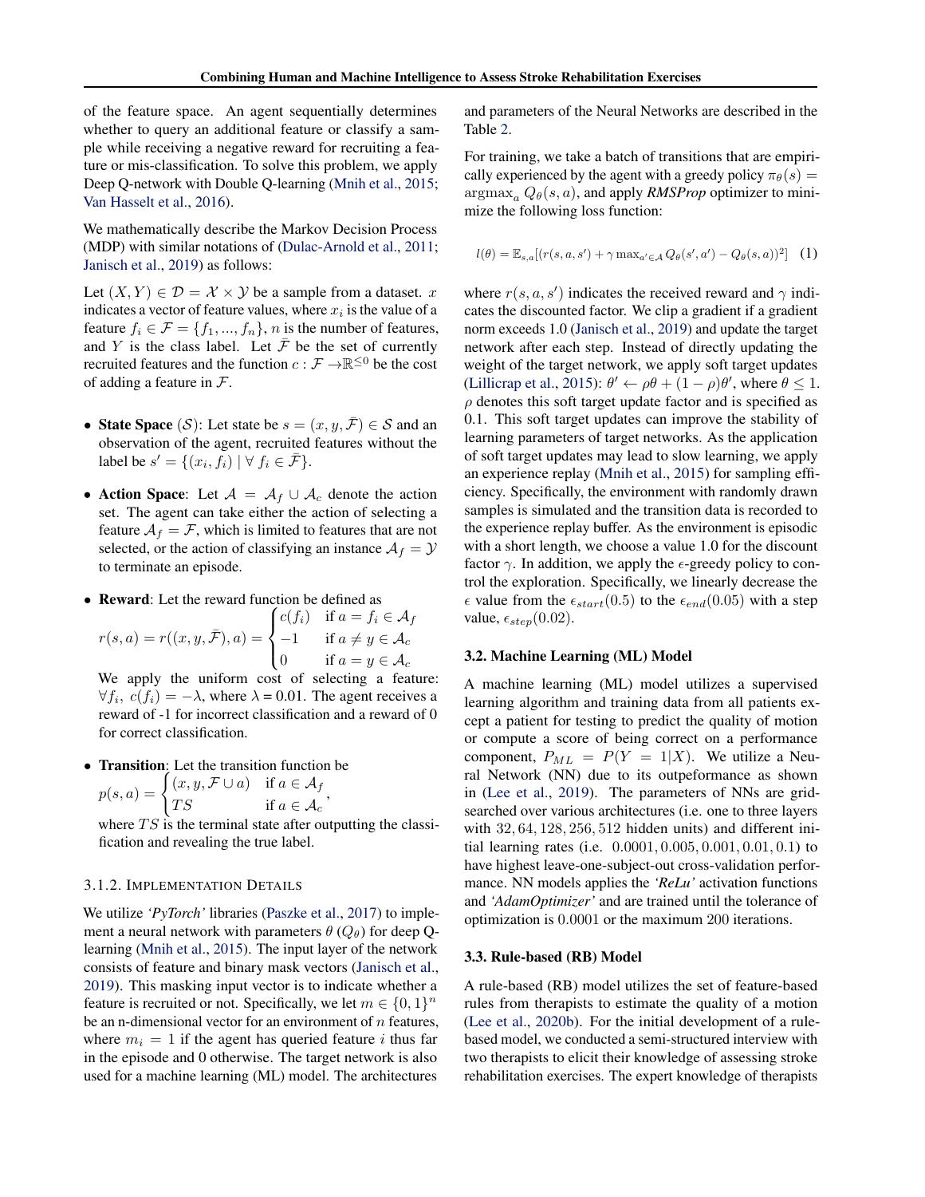of the feature space. An agent sequentially determines whether to query an additional feature or classify a sample while receiving a negative reward for recruiting a feature or mis-classification. To solve this problem, we apply Deep Q-network with Double Q-learning (Mnih et al., 2015; Van Hasselt et al., 2016).

We mathematically describe the Markov Decision Process (MDP) with similar notations of (Dulac-Arnold et al., 2011; Janisch et al., 2019) as follows:

Let $(X, Y) \in \mathcal{D} = \mathcal{X} \times \mathcal{Y}$ be a sample from a dataset. $x$ indicates a vector of feature values, where $x_i$ is the value of a feature $f_i \in \mathcal{F} = \{f_1, ..., f_n\}$, $n$ is the number of features, and $Y$ is the class label. Let $\bar{\mathcal{F}}$ be the set of currently recruited features and the function $c : \mathcal{F} \rightarrow \mathbb{R}^{\leq 0}$ be the cost of adding a feature in $\mathcal{F}$.

- **State Space** ($\mathcal{S}$): Let state be $s = (x, y, \bar{\mathcal{F}}) \in \mathcal{S}$ and an observation of the agent, recruited features without the label be $s' = \{(x_i, f_i) \mid \forall f_i \in \bar{\mathcal{F}}\}$.
- **Action Space**: Let $\mathcal{A} = \mathcal{A}_f \cup \mathcal{A}_c$ denote the action set. The agent can take either the action of selecting a feature $\mathcal{A}_f = \mathcal{F}$, which is limited to features that are not selected, or the action of classifying an instance $\mathcal{A}_f = \mathcal{Y}$ to terminate an episode.
- **Reward**: Let the reward function be defined as
$$r(s, a) = r((x, y, \bar{\mathcal{F}}), a) = \begin{cases} c(f_i) & \text{if } a = f_i \in \mathcal{A}_f \\ -1 & \text{if } a \neq y \in \mathcal{A}_c \\ 0 & \text{if } a = y \in \mathcal{A}_c \end{cases}$$
We apply the uniform cost of selecting a feature: $\forall f_i,\ c(f_i) = -\lambda$, where $\lambda$ = 0.01. The agent receives a reward of -1 for incorrect classification and a reward of 0 for correct classification.
- **Transition**: Let the transition function be
$$p(s, a) = \begin{cases} (x, y, \mathcal{F} \cup a) & \text{if } a \in \mathcal{A}_f \\ TS & \text{if } a \in \mathcal{A}_c \end{cases},$$
where $TS$ is the terminal state after outputting the classification and revealing the true label.

#### 3.1.2. Implementation Details

We utilize *'PyTorch'* libraries (Paszke et al., 2017) to implement a neural network with parameters $\theta$ ($Q_\theta$) for deep Q-learning (Mnih et al., 2015). The input layer of the network consists of feature and binary mask vectors (Janisch et al., 2019). This masking input vector is to indicate whether a feature is recruited or not. Specifically, we let $m \in \{0, 1\}^n$ be an n-dimensional vector for an environment of $n$ features, where $m_i = 1$ if the agent has queried feature $i$ thus far in the episode and 0 otherwise. The target network is also used for a machine learning (ML) model. The architectures and parameters of the Neural Networks are described in the Table 2.

For training, we take a batch of transitions that are empirically experienced by the agent with a greedy policy $\pi_\theta(s) = \text{argmax}_a\, Q_\theta(s, a)$, and apply *RMSProp* optimizer to minimize the following loss function:

$$l(\theta) = \mathbb{E}_{s,a}[(r(s, a, s') + \gamma \max_{a' \in \mathcal{A}} Q_\theta(s', a') - Q_\theta(s, a))^2] \quad (1)$$

where $r(s, a, s')$ indicates the received reward and $\gamma$ indicates the discounted factor. We clip a gradient if a gradient norm exceeds 1.0 (Janisch et al., 2019) and update the target network after each step. Instead of directly updating the weight of the target network, we apply soft target updates (Lillicrap et al., 2015): $\theta' \leftarrow \rho\theta + (1 - \rho)\theta'$, where $\theta \leq 1$. $\rho$ denotes this soft target update factor and is specified as 0.1. This soft target updates can improve the stability of learning parameters of target networks. As the application of soft target updates may lead to slow learning, we apply an experience replay (Mnih et al., 2015) for sampling efficiency. Specifically, the environment with randomly drawn samples is simulated and the transition data is recorded to the experience replay buffer. As the environment is episodic with a short length, we choose a value 1.0 for the discount factor $\gamma$. In addition, we apply the $\epsilon$-greedy policy to control the exploration. Specifically, we linearly decrease the $\epsilon$ value from the $\epsilon_{start}(0.5)$ to the $\epsilon_{end}(0.05)$ with a step value, $\epsilon_{step}(0.02)$.

### 3.2. Machine Learning (ML) Model

A machine learning (ML) model utilizes a supervised learning algorithm and training data from all patients except a patient for testing to predict the quality of motion or compute a score of being correct on a performance component, $P_{ML} = P(Y = 1|X)$. We utilize a Neural Network (NN) due to its outpeformance as shown in (Lee et al., 2019). The parameters of NNs are grid-searched over various architectures (i.e. one to three layers with 32, 64, 128, 256, 512 hidden units) and different initial learning rates (i.e. 0.0001, 0.005, 0.001, 0.01, 0.1) to have highest leave-one-subject-out cross-validation performance. NN models applies the *'ReLu'* activation functions and *'AdamOptimizer'* and are trained until the tolerance of optimization is 0.0001 or the maximum 200 iterations.

### 3.3. Rule-based (RB) Model

A rule-based (RB) model utilizes the set of feature-based rules from therapists to estimate the quality of a motion (Lee et al., 2020b). For the initial development of a rule-based model, we conducted a semi-structured interview with two therapists to elicit their knowledge of assessing stroke rehabilitation exercises. The expert knowledge of therapists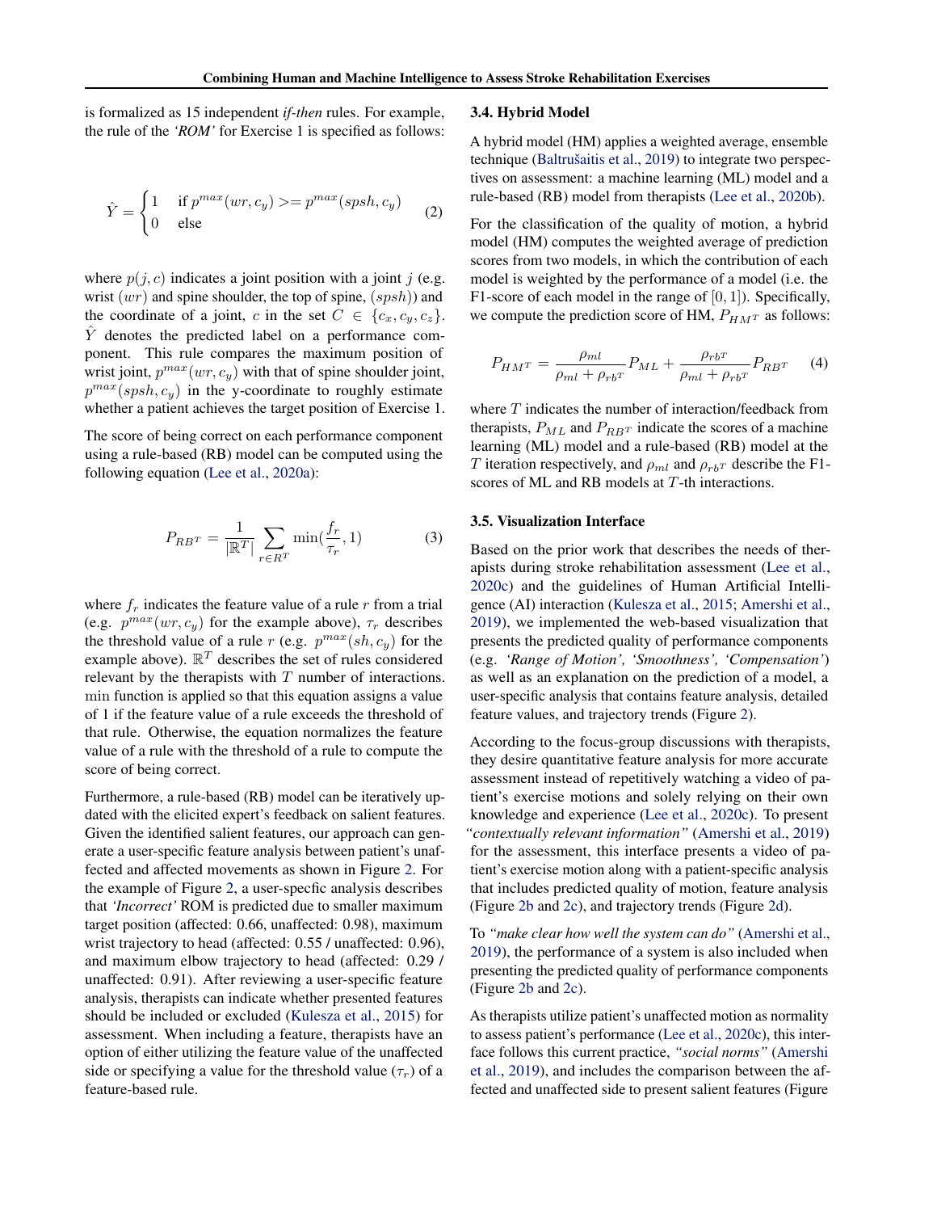is formalized as 15 independent *if-then* rules. For example, the rule of the *'ROM'* for Exercise 1 is specified as follows:

$$\hat{Y} = \begin{cases} 1 & \text{if } p^{max}(wr, c_y) >= p^{max}(spsh, c_y) \\ 0 & \text{else} \end{cases} \tag{2}$$

where $p(j, c)$ indicates a joint position with a joint $j$ (e.g. wrist $(wr)$ and spine shoulder, the top of spine, $(spsh)$) and the coordinate of a joint, $c$ in the set $C \in \{c_x, c_y, c_z\}$. $\hat{Y}$ denotes the predicted label on a performance component. This rule compares the maximum position of wrist joint, $p^{max}(wr, c_y)$ with that of spine shoulder joint, $p^{max}(spsh, c_y)$ in the y-coordinate to roughly estimate whether a patient achieves the target position of Exercise 1.

The score of being correct on each performance component using a rule-based (RB) model can be computed using the following equation (Lee et al., 2020a):

$$P_{RB^T} = \frac{1}{|\mathbb{R}^T|} \sum_{r \in R^T} \min(\frac{f_r}{\tau_r}, 1) \tag{3}$$

where $f_r$ indicates the feature value of a rule $r$ from a trial (e.g. $p^{max}(wr, c_y)$ for the example above), $\tau_r$ describes the threshold value of a rule $r$ (e.g. $p^{max}(sh, c_y)$ for the example above). $\mathbb{R}^T$ describes the set of rules considered relevant by the therapists with $T$ number of interactions. $\min$ function is applied so that this equation assigns a value of 1 if the feature value of a rule exceeds the threshold of that rule. Otherwise, the equation normalizes the feature value of a rule with the threshold of a rule to compute the score of being correct.

Furthermore, a rule-based (RB) model can be iteratively updated with the elicited expert's feedback on salient features. Given the identified salient features, our approach can generate a user-specific feature analysis between patient's unaffected and affected movements as shown in Figure 2. For the example of Figure 2, a user-specific analysis describes that *'Incorrect'* ROM is predicted due to smaller maximum target position (affected: 0.66, unaffected: 0.98), maximum wrist trajectory to head (affected: 0.55 / unaffected: 0.96), and maximum elbow trajectory to head (affected: 0.29 / unaffected: 0.91). After reviewing a user-specific feature analysis, therapists can indicate whether presented features should be included or excluded (Kulesza et al., 2015) for assessment. When including a feature, therapists have an option of either utilizing the feature value of the unaffected side or specifying a value for the threshold value ($\tau_r$) of a feature-based rule.

### 3.4. Hybrid Model

A hybrid model (HM) applies a weighted average, ensemble technique (Baltrušaitis et al., 2019) to integrate two perspectives on assessment: a machine learning (ML) model and a rule-based (RB) model from therapists (Lee et al., 2020b).

For the classification of the quality of motion, a hybrid model (HM) computes the weighted average of prediction scores from two models, in which the contribution of each model is weighted by the performance of a model (i.e. the F1-score of each model in the range of $[0, 1]$). Specifically, we compute the prediction score of HM, $P_{HM^T}$ as follows:

$$P_{HM^T} = \frac{\rho_{ml}}{\rho_{ml} + \rho_{rb^T}} P_{ML} + \frac{\rho_{rb^T}}{\rho_{ml} + \rho_{rb^T}} P_{RB^T} \tag{4}$$

where $T$ indicates the number of interaction/feedback from therapists, $P_{ML}$ and $P_{RB^T}$ indicate the scores of a machine learning (ML) model and a rule-based (RB) model at the $T$ iteration respectively, and $\rho_{ml}$ and $\rho_{rb^T}$ describe the F1-scores of ML and RB models at $T$-th interactions.

### 3.5. Visualization Interface

Based on the prior work that describes the needs of therapists during stroke rehabilitation assessment (Lee et al., 2020c) and the guidelines of Human Artificial Intelligence (AI) interaction (Kulesza et al., 2015; Amershi et al., 2019), we implemented the web-based visualization that presents the predicted quality of performance components (e.g. *'Range of Motion', 'Smoothness', 'Compensation'*) as well as an explanation on the prediction of a model, a user-specific analysis that contains feature analysis, detailed feature values, and trajectory trends (Figure 2).

According to the focus-group discussions with therapists, they desire quantitative feature analysis for more accurate assessment instead of repetitively watching a video of patient's exercise motions and solely relying on their own knowledge and experience (Lee et al., 2020c). To present *"contextually relevant information"* (Amershi et al., 2019) for the assessment, this interface presents a video of patient's exercise motion along with a patient-specific analysis that includes predicted quality of motion, feature analysis (Figure 2b and 2c), and trajectory trends (Figure 2d).

To *"make clear how well the system can do"* (Amershi et al., 2019), the performance of a system is also included when presenting the predicted quality of performance components (Figure 2b and 2c).

As therapists utilize patient's unaffected motion as normality to assess patient's performance (Lee et al., 2020c), this interface follows this current practice, *"social norms"* (Amershi et al., 2019), and includes the comparison between the affected and unaffected side to present salient features (Figure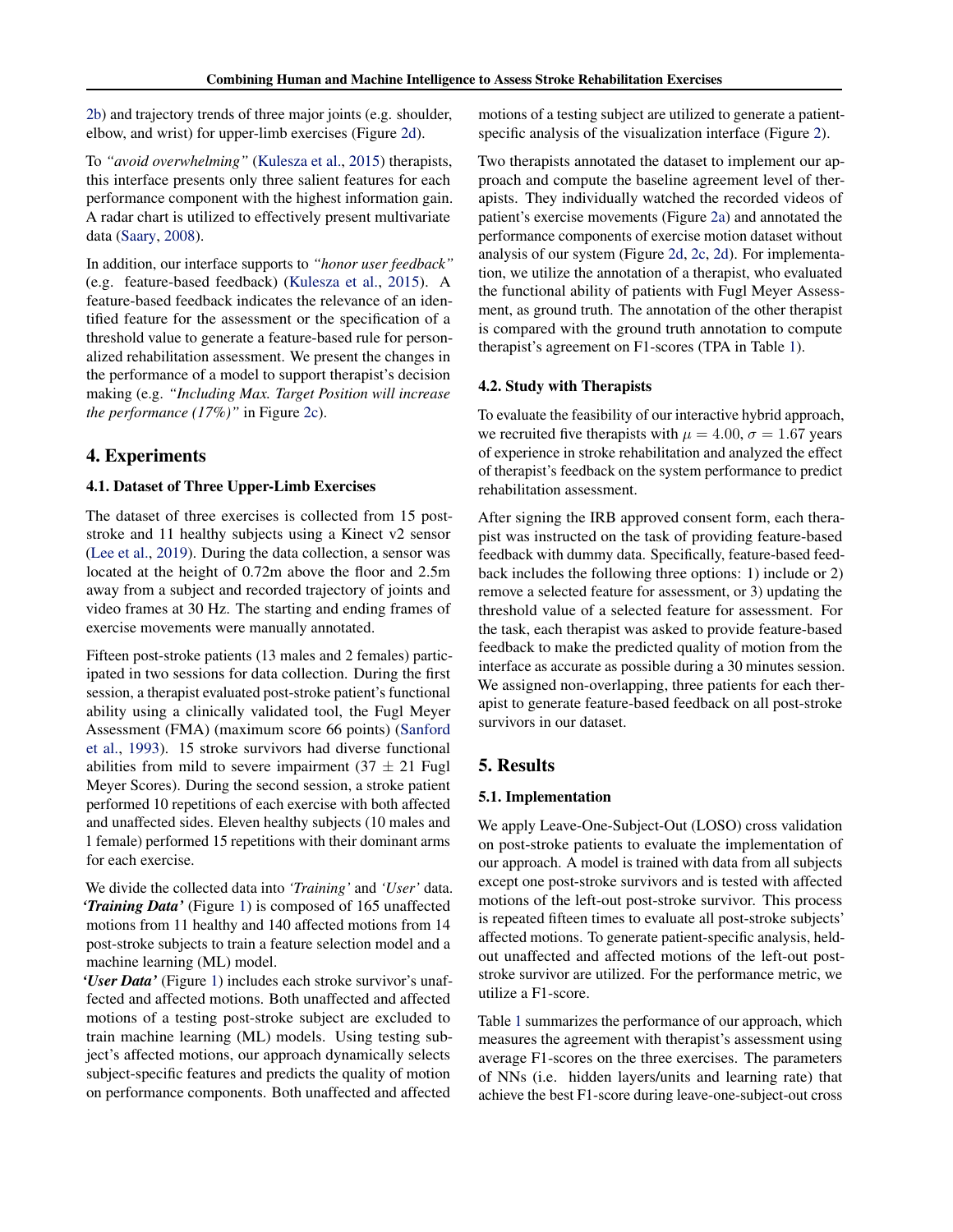2b) and trajectory trends of three major joints (e.g. shoulder, elbow, and wrist) for upper-limb exercises (Figure 2d).

To *"avoid overwhelming"* (Kulesza et al., 2015) therapists, this interface presents only three salient features for each performance component with the highest information gain. A radar chart is utilized to effectively present multivariate data (Saary, 2008).

In addition, our interface supports to *"honor user feedback"* (e.g. feature-based feedback) (Kulesza et al., 2015). A feature-based feedback indicates the relevance of an identified feature for the assessment or the specification of a threshold value to generate a feature-based rule for personalized rehabilitation assessment. We present the changes in the performance of a model to support therapist's decision making (e.g. *"Including Max. Target Position will increase the performance (17%)"* in Figure 2c).

## 4. Experiments

### 4.1. Dataset of Three Upper-Limb Exercises

The dataset of three exercises is collected from 15 post-stroke and 11 healthy subjects using a Kinect v2 sensor (Lee et al., 2019). During the data collection, a sensor was located at the height of 0.72m above the floor and 2.5m away from a subject and recorded trajectory of joints and video frames at 30 Hz. The starting and ending frames of exercise movements were manually annotated.

Fifteen post-stroke patients (13 males and 2 females) participated in two sessions for data collection. During the first session, a therapist evaluated post-stroke patient's functional ability using a clinically validated tool, the Fugl Meyer Assessment (FMA) (maximum score 66 points) (Sanford et al., 1993). 15 stroke survivors had diverse functional abilities from mild to severe impairment ($37 \pm 21$ Fugl Meyer Scores). During the second session, a stroke patient performed 10 repetitions of each exercise with both affected and unaffected sides. Eleven healthy subjects (10 males and 1 female) performed 15 repetitions with their dominant arms for each exercise.

We divide the collected data into *'Training'* and *'User'* data. ***'Training Data'*** (Figure 1) is composed of 165 unaffected motions from 11 healthy and 140 affected motions from 14 post-stroke subjects to train a feature selection model and a machine learning (ML) model.
***'User Data'*** (Figure 1) includes each stroke survivor's unaffected and affected motions. Both unaffected and affected motions of a testing post-stroke subject are excluded to train machine learning (ML) models. Using testing subject's affected motions, our approach dynamically selects subject-specific features and predicts the quality of motion on performance components. Both unaffected and affected motions of a testing subject are utilized to generate a patient-specific analysis of the visualization interface (Figure 2).

Two therapists annotated the dataset to implement our approach and compute the baseline agreement level of therapists. They individually watched the recorded videos of patient's exercise movements (Figure 2a) and annotated the performance components of exercise motion dataset without analysis of our system (Figure 2d, 2c, 2d). For implementation, we utilize the annotation of a therapist, who evaluated the functional ability of patients with Fugl Meyer Assessment, as ground truth. The annotation of the other therapist is compared with the ground truth annotation to compute therapist's agreement on F1-scores (TPA in Table 1).

### 4.2. Study with Therapists

To evaluate the feasibility of our interactive hybrid approach, we recruited five therapists with $\mu = 4.00$, $\sigma = 1.67$ years of experience in stroke rehabilitation and analyzed the effect of therapist's feedback on the system performance to predict rehabilitation assessment.

After signing the IRB approved consent form, each therapist was instructed on the task of providing feature-based feedback with dummy data. Specifically, feature-based feedback includes the following three options: 1) include or 2) remove a selected feature for assessment, or 3) updating the threshold value of a selected feature for assessment. For the task, each therapist was asked to provide feature-based feedback to make the predicted quality of motion from the interface as accurate as possible during a 30 minutes session. We assigned non-overlapping, three patients for each therapist to generate feature-based feedback on all post-stroke survivors in our dataset.

## 5. Results

### 5.1. Implementation

We apply Leave-One-Subject-Out (LOSO) cross validation on post-stroke patients to evaluate the implementation of our approach. A model is trained with data from all subjects except one post-stroke survivors and is tested with affected motions of the left-out post-stroke survivor. This process is repeated fifteen times to evaluate all post-stroke subjects' affected motions. To generate patient-specific analysis, held-out unaffected and affected motions of the left-out post-stroke survivor are utilized. For the performance metric, we utilize a F1-score.

Table 1 summarizes the performance of our approach, which measures the agreement with therapist's assessment using average F1-scores on the three exercises. The parameters of NNs (i.e. hidden layers/units and learning rate) that achieve the best F1-score during leave-one-subject-out cross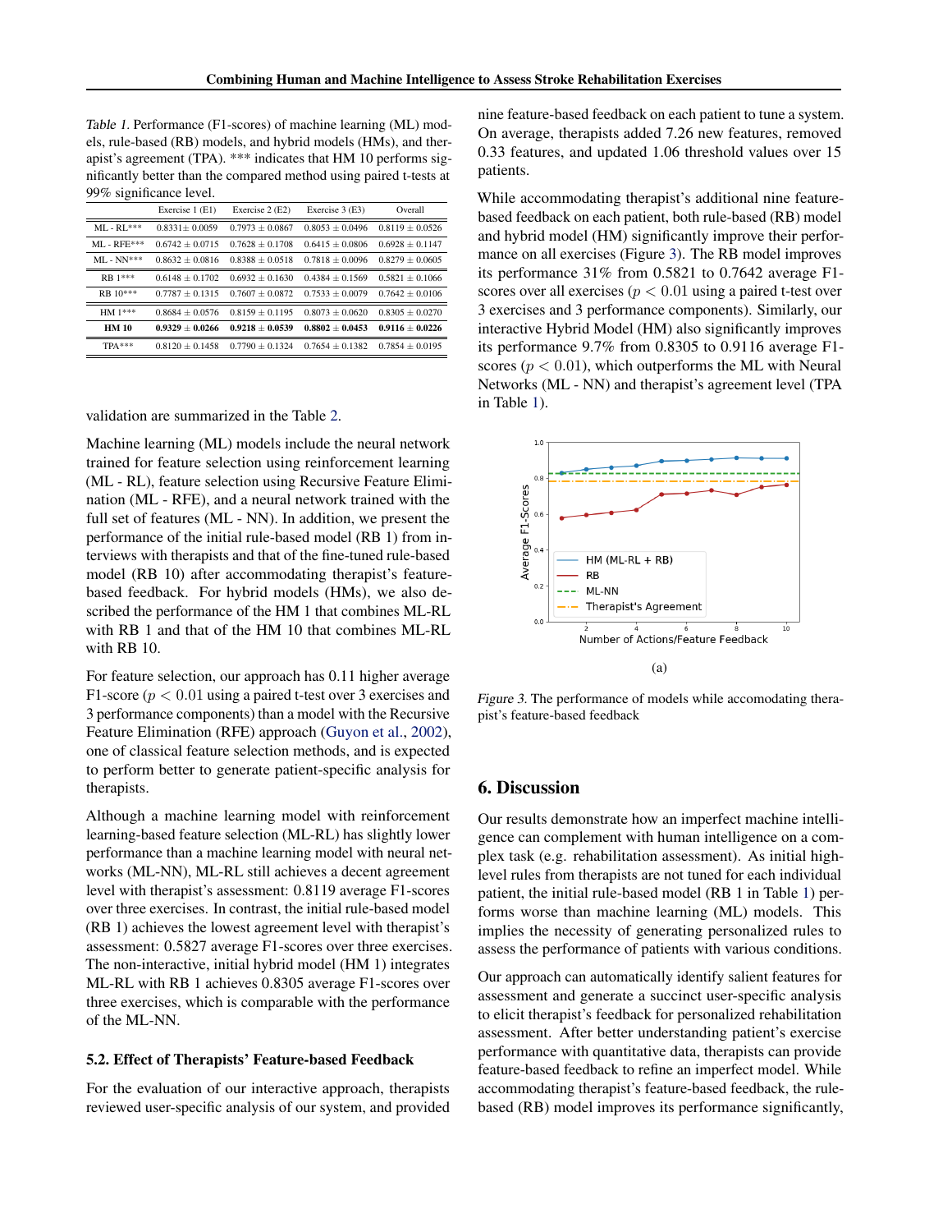*Table 1.* Performance (F1-scores) of machine learning (ML) models, rule-based (RB) models, and hybrid models (HMs), and therapist's agreement (TPA). *** indicates that HM 10 performs significantly better than the compared method using paired t-tests at 99% significance level.

| | Exercise 1 (E1) | Exercise 2 (E2) | Exercise 3 (E3) | Overall |
|---|---|---|---|---|
| ML - RL*** | 0.8331± 0.0059 | 0.7973 ± 0.0867 | 0.8053 ± 0.0496 | 0.8119 ± 0.0526 |
| ML - RFE*** | 0.6742 ± 0.0715 | 0.7628 ± 0.1708 | 0.6415 ± 0.0806 | 0.6928 ± 0.1147 |
| ML - NN*** | 0.8632 ± 0.0816 | 0.8388 ± 0.0518 | 0.7818 ± 0.0096 | 0.8279 ± 0.0605 |
| RB 1*** | 0.6148 ± 0.1702 | 0.6932 ± 0.1630 | 0.4384 ± 0.1569 | 0.5821 ± 0.1066 |
| RB 10*** | 0.7787 ± 0.1315 | 0.7607 ± 0.0872 | 0.7533 ± 0.0079 | 0.7642 ± 0.0106 |
| HM 1*** | 0.8684 ± 0.0576 | 0.8159 ± 0.1195 | 0.8073 ± 0.0620 | 0.8305 ± 0.0270 |
| **HM 10** | **0.9329** ± **0.0266** | **0.9218** ± **0.0539** | **0.8802** ± **0.0453** | **0.9116** ± **0.0226** |
| TPA*** | 0.8120 ± 0.1458 | 0.7790 ± 0.1324 | 0.7654 ± 0.1382 | 0.7854 ± 0.0195 |

validation are summarized in the Table 2.

Machine learning (ML) models include the neural network trained for feature selection using reinforcement learning (ML - RL), feature selection using Recursive Feature Elimination (ML - RFE), and a neural network trained with the full set of features (ML - NN). In addition, we present the performance of the initial rule-based model (RB 1) from interviews with therapists and that of the fine-tuned rule-based model (RB 10) after accommodating therapist's feature-based feedback. For hybrid models (HMs), we also described the performance of the HM 1 that combines ML-RL with RB 1 and that of the HM 10 that combines ML-RL with RB 10.

For feature selection, our approach has 0.11 higher average F1-score ($p < 0.01$ using a paired t-test over 3 exercises and 3 performance components) than a model with the Recursive Feature Elimination (RFE) approach (Guyon et al., 2002), one of classical feature selection methods, and is expected to perform better to generate patient-specific analysis for therapists.

Although a machine learning model with reinforcement learning-based feature selection (ML-RL) has slightly lower performance than a machine learning model with neural networks (ML-NN), ML-RL still achieves a decent agreement level with therapist's assessment: 0.8119 average F1-scores over three exercises. In contrast, the initial rule-based model (RB 1) achieves the lowest agreement level with therapist's assessment: 0.5827 average F1-scores over three exercises. The non-interactive, initial hybrid model (HM 1) integrates ML-RL with RB 1 achieves 0.8305 average F1-scores over three exercises, which is comparable with the performance of the ML-NN.

### 5.2. Effect of Therapists' Feature-based Feedback

For the evaluation of our interactive approach, therapists reviewed user-specific analysis of our system, and provided nine feature-based feedback on each patient to tune a system. On average, therapists added 7.26 new features, removed 0.33 features, and updated 1.06 threshold values over 15 patients.

While accommodating therapist's additional nine feature-based feedback on each patient, both rule-based (RB) model and hybrid model (HM) significantly improve their performance on all exercises (Figure 3). The RB model improves its performance 31% from 0.5821 to 0.7642 average F1-scores over all exercises ($p < 0.01$ using a paired t-test over 3 exercises and 3 performance components). Similarly, our interactive Hybrid Model (HM) also significantly improves its performance 9.7% from 0.8305 to 0.9116 average F1-scores ($p < 0.01$), which outperforms the ML with Neural Networks (ML - NN) and therapist's agreement level (TPA in Table 1).

(a)

*Figure 3.* The performance of models while accomodating therapist's feature-based feedback

## 6. Discussion

Our results demonstrate how an imperfect machine intelligence can complement with human intelligence on a complex task (e.g. rehabilitation assessment). As initial high-level rules from therapists are not tuned for each individual patient, the initial rule-based model (RB 1 in Table 1) performs worse than machine learning (ML) models. This implies the necessity of generating personalized rules to assess the performance of patients with various conditions.

Our approach can automatically identify salient features for assessment and generate a succinct user-specific analysis to elicit therapist's feedback for personalized rehabilitation assessment. After better understanding patient's exercise performance with quantitative data, therapists can provide feature-based feedback to refine an imperfect model. While accommodating therapist's feature-based feedback, the rule-based (RB) model improves its performance significantly,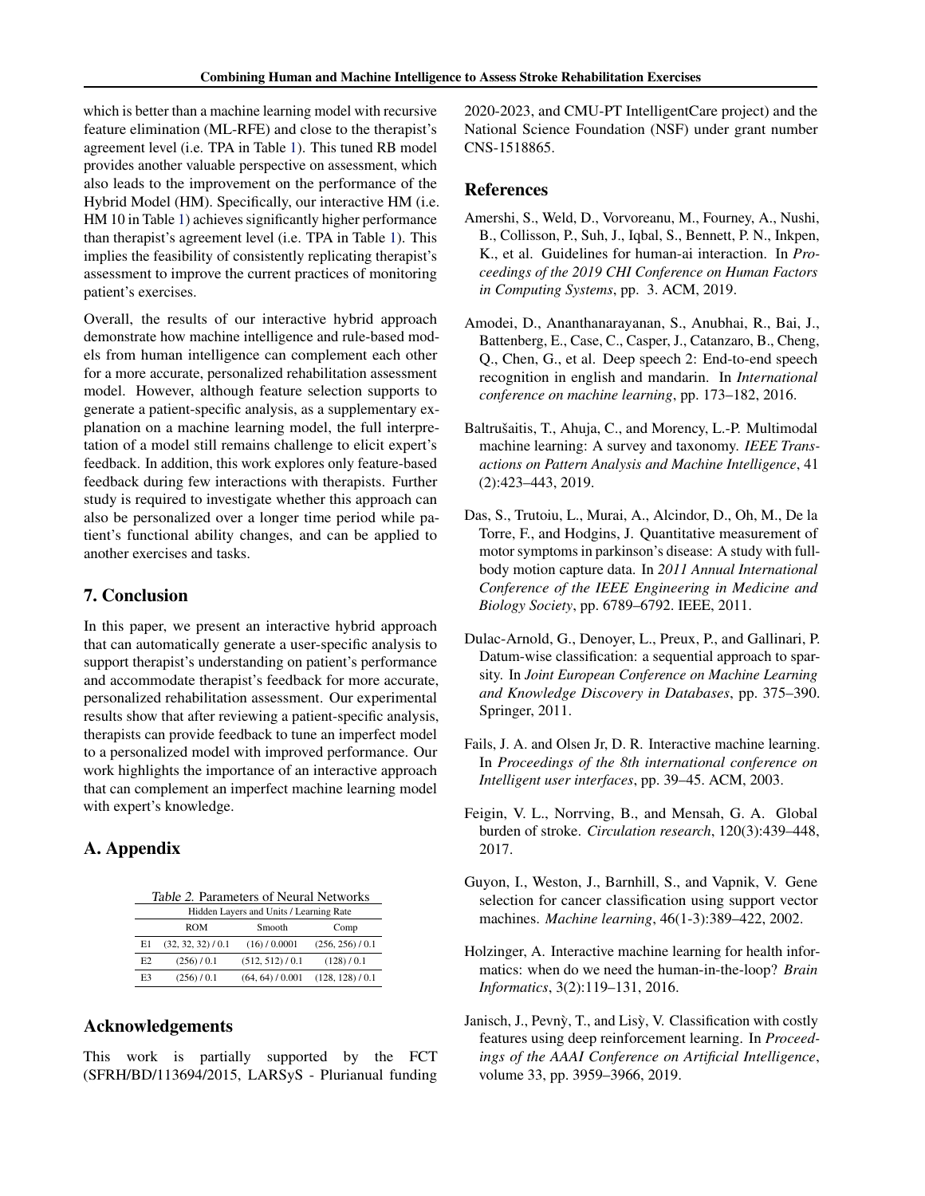which is better than a machine learning model with recursive feature elimination (ML-RFE) and close to the therapist's agreement level (i.e. TPA in Table 1). This tuned RB model provides another valuable perspective on assessment, which also leads to the improvement on the performance of the Hybrid Model (HM). Specifically, our interactive HM (i.e. HM 10 in Table 1) achieves significantly higher performance than therapist's agreement level (i.e. TPA in Table 1). This implies the feasibility of consistently replicating therapist's assessment to improve the current practices of monitoring patient's exercises.

Overall, the results of our interactive hybrid approach demonstrate how machine intelligence and rule-based models from human intelligence can complement each other for a more accurate, personalized rehabilitation assessment model. However, although feature selection supports to generate a patient-specific analysis, as a supplementary explanation on a machine learning model, the full interpretation of a model still remains challenge to elicit expert's feedback. In addition, this work explores only feature-based feedback during few interactions with therapists. Further study is required to investigate whether this approach can also be personalized over a longer time period while patient's functional ability changes, and can be applied to another exercises and tasks.

## 7. Conclusion

In this paper, we present an interactive hybrid approach that can automatically generate a user-specific analysis to support therapist's understanding on patient's performance and accommodate therapist's feedback for more accurate, personalized rehabilitation assessment. Our experimental results show that after reviewing a patient-specific analysis, therapists can provide feedback to tune an imperfect model to a personalized model with improved performance. Our work highlights the importance of an interactive approach that can complement an imperfect machine learning model with expert's knowledge.

## A. Appendix

*Table 2.* Parameters of Neural Networks

| | Hidden Layers and Units / Learning Rate | | |
|---|---|---|---|
| | ROM | Smooth | Comp |
| E1 | (32, 32, 32) / 0.1 | (16) / 0.0001 | (256, 256) / 0.1 |
| E2 | (256) / 0.1 | (512, 512) / 0.1 | (128) / 0.1 |
| E3 | (256) / 0.1 | (64, 64) / 0.001 | (128, 128) / 0.1 |

## Acknowledgements

This work is partially supported by the FCT (SFRH/BD/113694/2015, LARSyS - Plurianual funding 2020-2023, and CMU-PT IntelligentCare project) and the National Science Foundation (NSF) under grant number CNS-1518865.

## References

Amershi, S., Weld, D., Vorvoreanu, M., Fourney, A., Nushi, B., Collisson, P., Suh, J., Iqbal, S., Bennett, P. N., Inkpen, K., et al. Guidelines for human-ai interaction. In *Proceedings of the 2019 CHI Conference on Human Factors in Computing Systems*, pp. 3. ACM, 2019.

Amodei, D., Ananthanarayanan, S., Anubhai, R., Bai, J., Battenberg, E., Case, C., Casper, J., Catanzaro, B., Cheng, Q., Chen, G., et al. Deep speech 2: End-to-end speech recognition in english and mandarin. In *International conference on machine learning*, pp. 173–182, 2016.

Baltrušaitis, T., Ahuja, C., and Morency, L.-P. Multimodal machine learning: A survey and taxonomy. *IEEE Transactions on Pattern Analysis and Machine Intelligence*, 41 (2):423–443, 2019.

Das, S., Trutoiu, L., Murai, A., Alcindor, D., Oh, M., De la Torre, F., and Hodgins, J. Quantitative measurement of motor symptoms in parkinson's disease: A study with full-body motion capture data. In *2011 Annual International Conference of the IEEE Engineering in Medicine and Biology Society*, pp. 6789–6792. IEEE, 2011.

Dulac-Arnold, G., Denoyer, L., Preux, P., and Gallinari, P. Datum-wise classification: a sequential approach to sparsity. In *Joint European Conference on Machine Learning and Knowledge Discovery in Databases*, pp. 375–390. Springer, 2011.

Fails, J. A. and Olsen Jr, D. R. Interactive machine learning. In *Proceedings of the 8th international conference on Intelligent user interfaces*, pp. 39–45. ACM, 2003.

Feigin, V. L., Norrving, B., and Mensah, G. A. Global burden of stroke. *Circulation research*, 120(3):439–448, 2017.

Guyon, I., Weston, J., Barnhill, S., and Vapnik, V. Gene selection for cancer classification using support vector machines. *Machine learning*, 46(1-3):389–422, 2002.

Holzinger, A. Interactive machine learning for health informatics: when do we need the human-in-the-loop? *Brain Informatics*, 3(2):119–131, 2016.

Janisch, J., Pevnỳ, T., and Lisỳ, V. Classification with costly features using deep reinforcement learning. In *Proceedings of the AAAI Conference on Artificial Intelligence*, volume 33, pp. 3959–3966, 2019.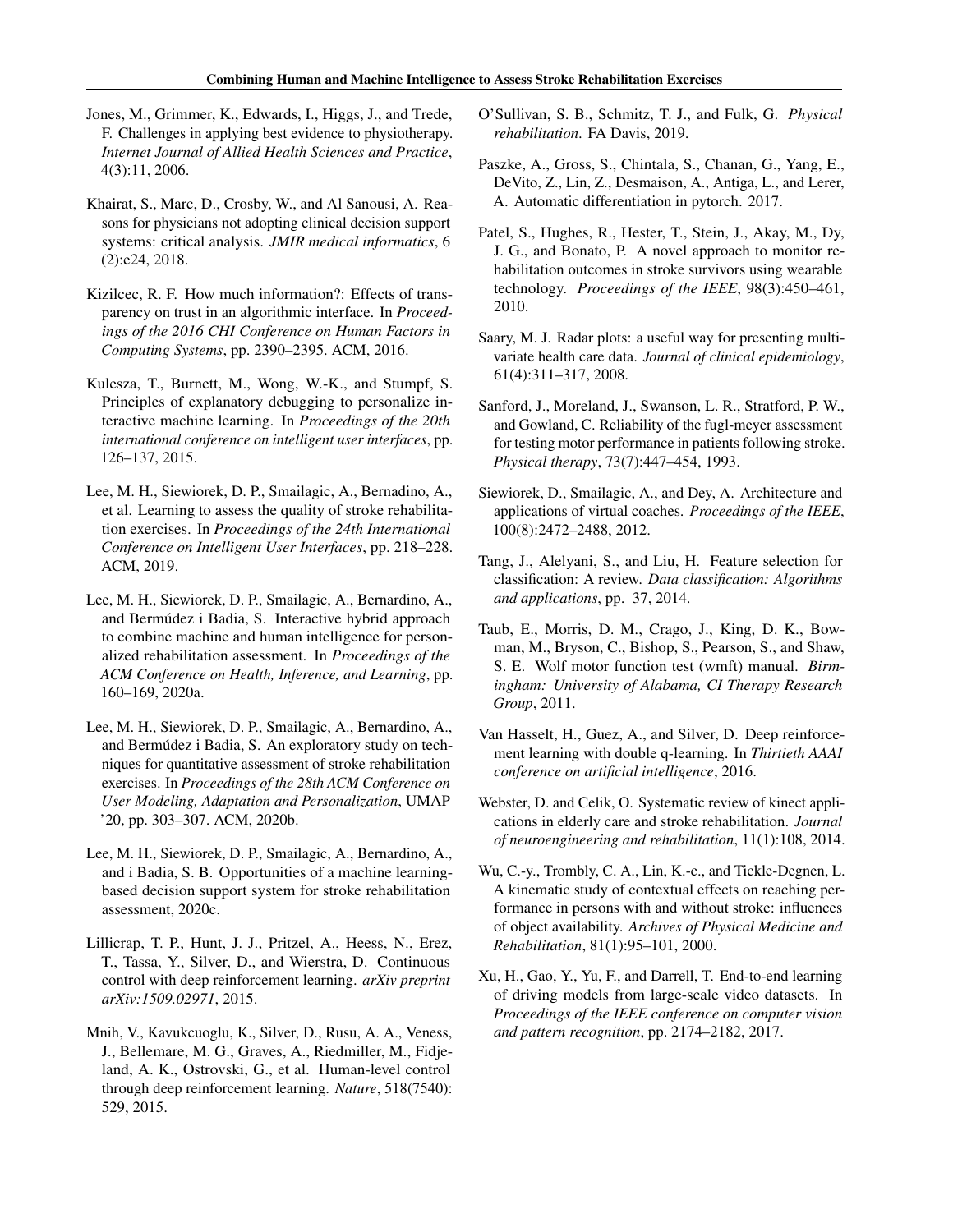Jones, M., Grimmer, K., Edwards, I., Higgs, J., and Trede, F. Challenges in applying best evidence to physiotherapy. *Internet Journal of Allied Health Sciences and Practice*, 4(3):11, 2006.

Khairat, S., Marc, D., Crosby, W., and Al Sanousi, A. Reasons for physicians not adopting clinical decision support systems: critical analysis. *JMIR medical informatics*, 6 (2):e24, 2018.

Kizilcec, R. F. How much information?: Effects of transparency on trust in an algorithmic interface. In *Proceedings of the 2016 CHI Conference on Human Factors in Computing Systems*, pp. 2390–2395. ACM, 2016.

Kulesza, T., Burnett, M., Wong, W.-K., and Stumpf, S. Principles of explanatory debugging to personalize interactive machine learning. In *Proceedings of the 20th international conference on intelligent user interfaces*, pp. 126–137, 2015.

Lee, M. H., Siewiorek, D. P., Smailagic, A., Bernadino, A., et al. Learning to assess the quality of stroke rehabilitation exercises. In *Proceedings of the 24th International Conference on Intelligent User Interfaces*, pp. 218–228. ACM, 2019.

Lee, M. H., Siewiorek, D. P., Smailagic, A., Bernardino, A., and Bermúdez i Badia, S. Interactive hybrid approach to combine machine and human intelligence for personalized rehabilitation assessment. In *Proceedings of the ACM Conference on Health, Inference, and Learning*, pp. 160–169, 2020a.

Lee, M. H., Siewiorek, D. P., Smailagic, A., Bernardino, A., and Bermúdez i Badia, S. An exploratory study on techniques for quantitative assessment of stroke rehabilitation exercises. In *Proceedings of the 28th ACM Conference on User Modeling, Adaptation and Personalization*, UMAP '20, pp. 303–307. ACM, 2020b.

Lee, M. H., Siewiorek, D. P., Smailagic, A., Bernardino, A., and i Badia, S. B. Opportunities of a machine learning-based decision support system for stroke rehabilitation assessment, 2020c.

Lillicrap, T. P., Hunt, J. J., Pritzel, A., Heess, N., Erez, T., Tassa, Y., Silver, D., and Wierstra, D. Continuous control with deep reinforcement learning. *arXiv preprint arXiv:1509.02971*, 2015.

Mnih, V., Kavukcuoglu, K., Silver, D., Rusu, A. A., Veness, J., Bellemare, M. G., Graves, A., Riedmiller, M., Fidjeland, A. K., Ostrovski, G., et al. Human-level control through deep reinforcement learning. *Nature*, 518(7540): 529, 2015.

O'Sullivan, S. B., Schmitz, T. J., and Fulk, G. *Physical rehabilitation*. FA Davis, 2019.

Paszke, A., Gross, S., Chintala, S., Chanan, G., Yang, E., DeVito, Z., Lin, Z., Desmaison, A., Antiga, L., and Lerer, A. Automatic differentiation in pytorch. 2017.

Patel, S., Hughes, R., Hester, T., Stein, J., Akay, M., Dy, J. G., and Bonato, P. A novel approach to monitor rehabilitation outcomes in stroke survivors using wearable technology. *Proceedings of the IEEE*, 98(3):450–461, 2010.

Saary, M. J. Radar plots: a useful way for presenting multivariate health care data. *Journal of clinical epidemiology*, 61(4):311–317, 2008.

Sanford, J., Moreland, J., Swanson, L. R., Stratford, P. W., and Gowland, C. Reliability of the fugl-meyer assessment for testing motor performance in patients following stroke. *Physical therapy*, 73(7):447–454, 1993.

Siewiorek, D., Smailagic, A., and Dey, A. Architecture and applications of virtual coaches. *Proceedings of the IEEE*, 100(8):2472–2488, 2012.

Tang, J., Alelyani, S., and Liu, H. Feature selection for classification: A review. *Data classification: Algorithms and applications*, pp. 37, 2014.

Taub, E., Morris, D. M., Crago, J., King, D. K., Bowman, M., Bryson, C., Bishop, S., Pearson, S., and Shaw, S. E. Wolf motor function test (wmft) manual. *Birmingham: University of Alabama, CI Therapy Research Group*, 2011.

Van Hasselt, H., Guez, A., and Silver, D. Deep reinforcement learning with double q-learning. In *Thirtieth AAAI conference on artificial intelligence*, 2016.

Webster, D. and Celik, O. Systematic review of kinect applications in elderly care and stroke rehabilitation. *Journal of neuroengineering and rehabilitation*, 11(1):108, 2014.

Wu, C.-y., Trombly, C. A., Lin, K.-c., and Tickle-Degnen, L. A kinematic study of contextual effects on reaching performance in persons with and without stroke: influences of object availability. *Archives of Physical Medicine and Rehabilitation*, 81(1):95–101, 2000.

Xu, H., Gao, Y., Yu, F., and Darrell, T. End-to-end learning of driving models from large-scale video datasets. In *Proceedings of the IEEE conference on computer vision and pattern recognition*, pp. 2174–2182, 2017.